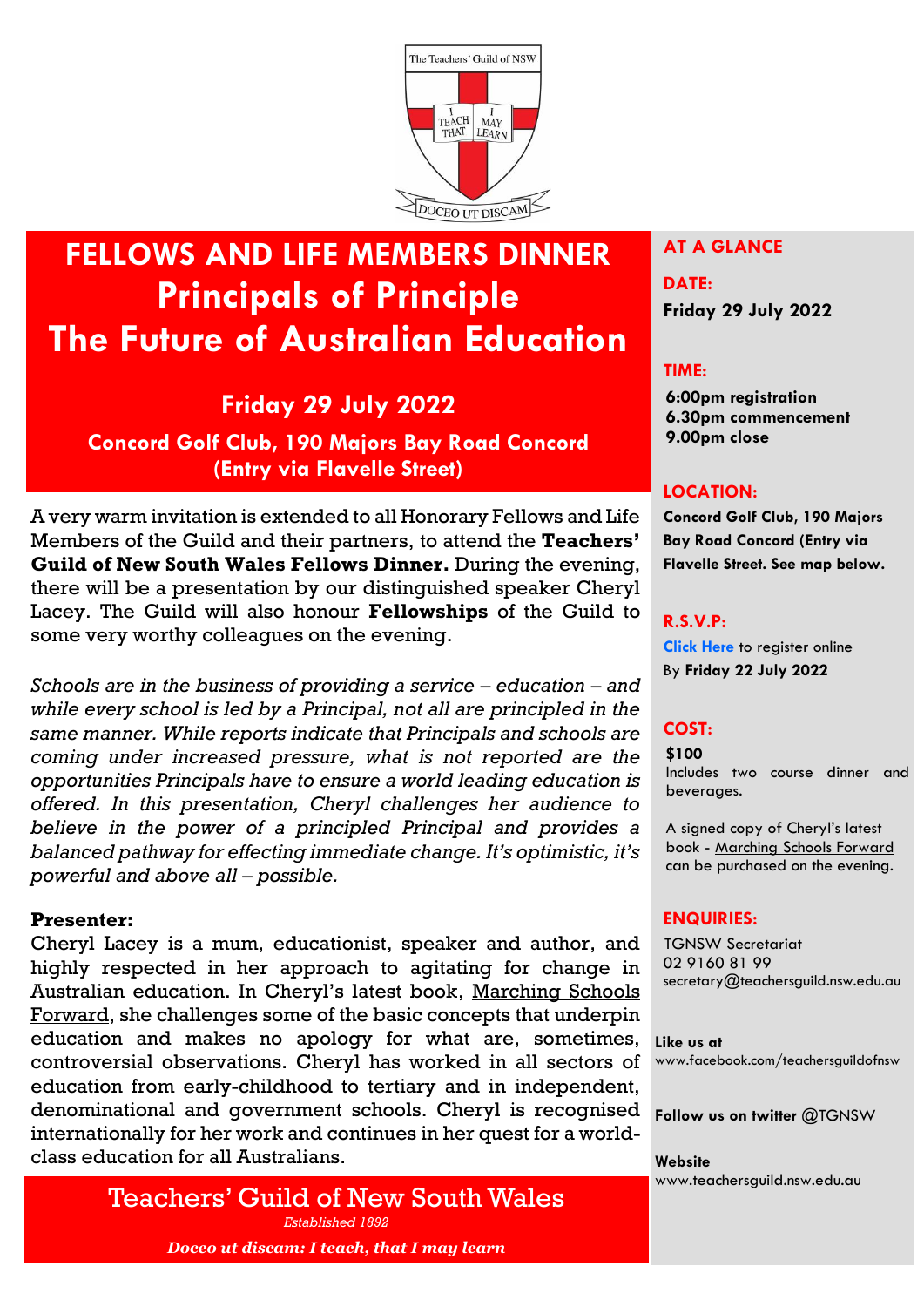The Teachers' Guild of NSW

I TEACH THAT I MAY LEARN

DOCEO UT DISCAM

# FELLOWS AND LIFE MEMBERS DINNER
# Principals of Principle
# The Future of Australian Education

## Friday 29 July 2022

### Concord Golf Club, 190 Majors Bay Road Concord (Entry via Flavelle Street)

A very warm invitation is extended to all Honorary Fellows and Life Members of the Guild and their partners, to attend the **Teachers' Guild of New South Wales Fellows Dinner.** During the evening, there will be a presentation by our distinguished speaker Cheryl Lacey. The Guild will also honour **Fellowships** of the Guild to some very worthy colleagues on the evening.

*Schools are in the business of providing a service – education – and while every school is led by a Principal, not all are principled in the same manner. While reports indicate that Principals and schools are coming under increased pressure, what is not reported are the opportunities Principals have to ensure a world leading education is offered. In this presentation, Cheryl challenges her audience to believe in the power of a principled Principal and provides a balanced pathway for effecting immediate change. It's optimistic, it's powerful and above all – possible.*

**Presenter:**

Cheryl Lacey is a mum, educationist, speaker and author, and highly respected in her approach to agitating for change in Australian education. In Cheryl's latest book, Marching Schools Forward, she challenges some of the basic concepts that underpin education and makes no apology for what are, sometimes, controversial observations. Cheryl has worked in all sectors of education from early-childhood to tertiary and in independent, denominational and government schools. Cheryl is recognised internationally for her work and continues in her quest for a world-class education for all Australians.

Teachers' Guild of New South Wales

*Established 1892*

***Doceo ut discam: I teach, that I may learn***

## AT A GLANCE

**DATE:**

**Friday 29 July 2022**

**TIME:**

**6:00pm registration**
**6.30pm commencement**
**9.00pm close**

**LOCATION:**

**Concord Golf Club, 190 Majors Bay Road Concord (Entry via Flavelle Street. See map below.**

**R.S.V.P:**

Click Here to register online
By **Friday 22 July 2022**

**COST:**

**$100**
Includes two course dinner and beverages.

A signed copy of Cheryl's latest book - Marching Schools Forward can be purchased on the evening.

**ENQUIRIES:**

TGNSW Secretariat
02 9160 81 99
secretary@teachersguild.nsw.edu.au

**Like us at**
www.facebook.com/teachersguildofnsw

**Follow us on twitter** @TGNSW

**Website**
www.teachersguild.nsw.edu.au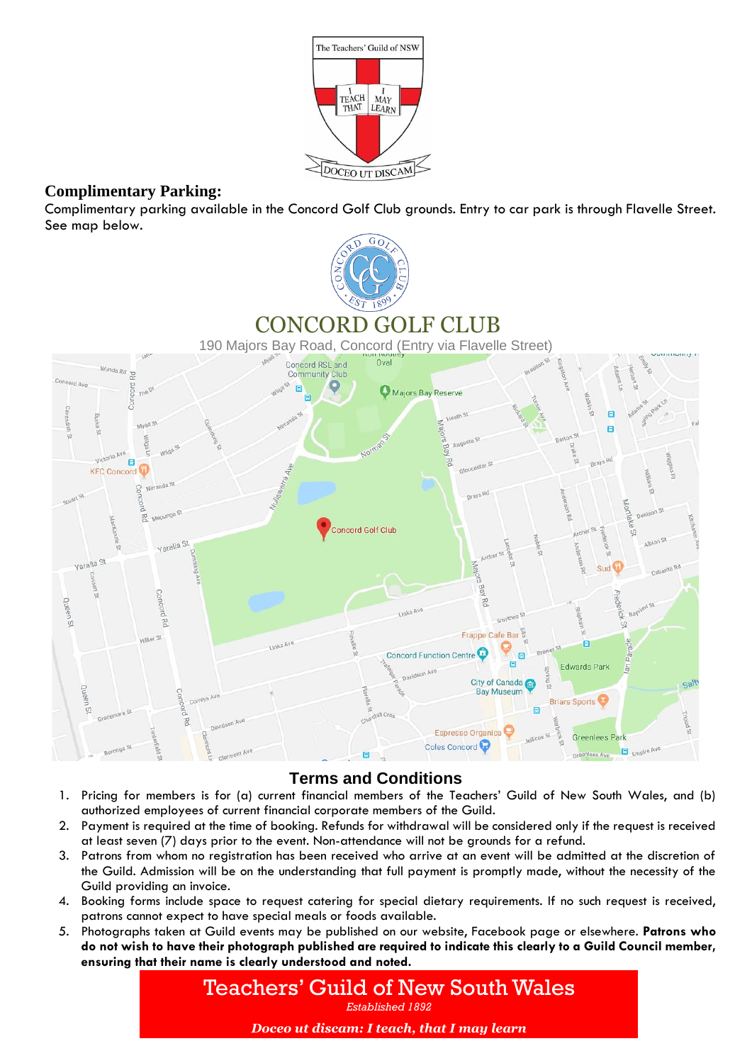The Teachers' Guild of NSW

I TEACH THAT I MAY LEARN

DOCEO UT DISCAM

## Complimentary Parking:

Complimentary parking available in the Concord Golf Club grounds. Entry to car park is through Flavelle Street. See map below.

CONCORD GOLF CLUB

190 Majors Bay Road, Concord (Entry via Flavelle Street)

## Terms and Conditions

1. Pricing for members is for (a) current financial members of the Teachers' Guild of New South Wales, and (b) authorized employees of current financial corporate members of the Guild.
2. Payment is required at the time of booking. Refunds for withdrawal will be considered only if the request is received at least seven (7) days prior to the event. Non-attendance will not be grounds for a refund.
3. Patrons from whom no registration has been received who arrive at an event will be admitted at the discretion of the Guild. Admission will be on the understanding that full payment is promptly made, without the necessity of the Guild providing an invoice.
4. Booking forms include space to request catering for special dietary requirements. If no such request is received, patrons cannot expect to have special meals or foods available.
5. Photographs taken at Guild events may be published on our website, Facebook page or elsewhere. **Patrons who do not wish to have their photograph published are required to indicate this clearly to a Guild Council member, ensuring that their name is clearly understood and noted.**

Teachers' Guild of New South Wales

*Established 1892*

***Doceo ut discam: I teach, that I may learn***